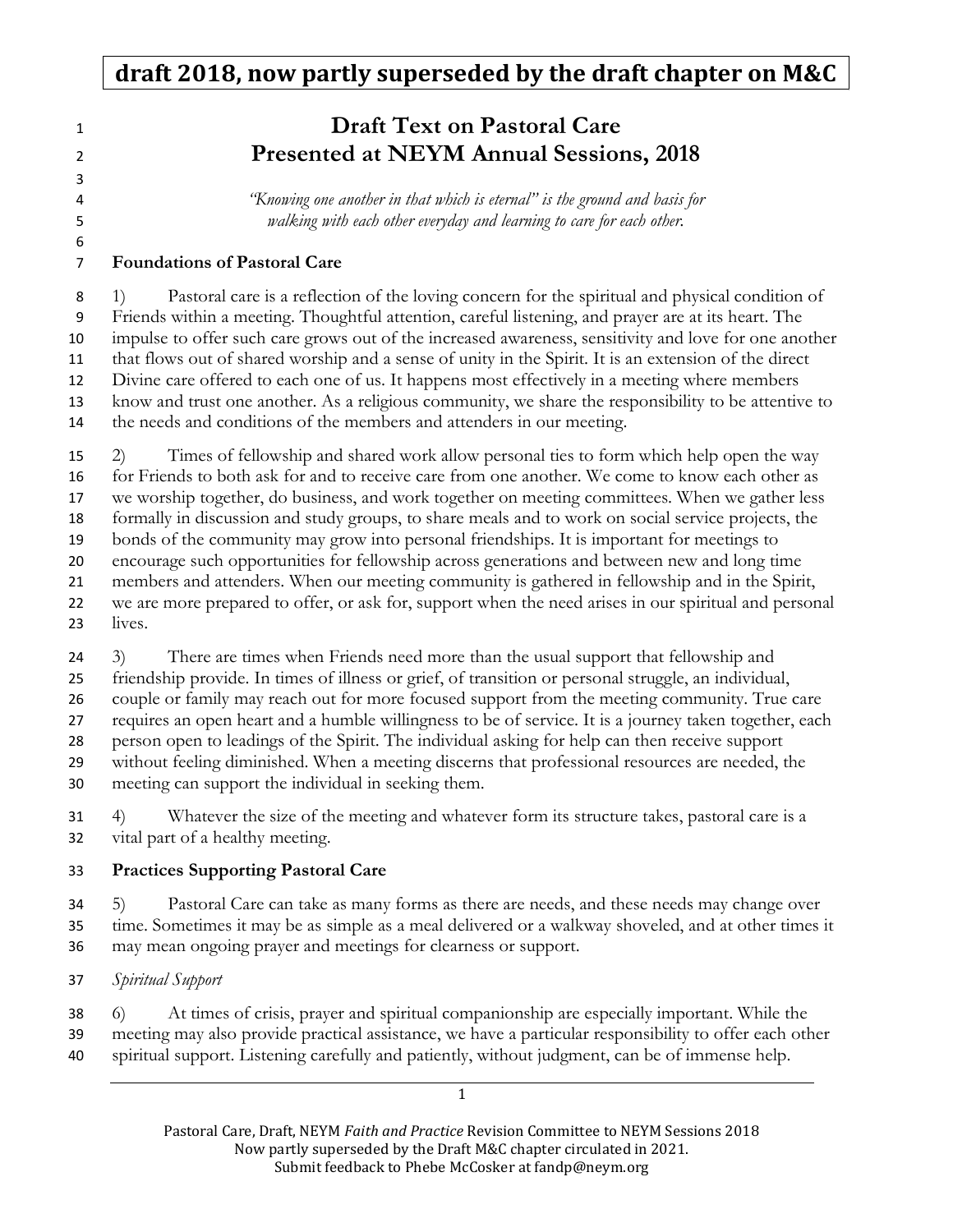**draft 2018, now partly superseded by the draft chapter on M&C**

# Draft Text on Pastoral Care
# Presented at NEYM Annual Sessions, 2018

*"Knowing one another in that which is eternal" is the ground and basis for walking with each other everyday and learning to care for each other.*

## Foundations of Pastoral Care

1) Pastoral care is a reflection of the loving concern for the spiritual and physical condition of Friends within a meeting. Thoughtful attention, careful listening, and prayer are at its heart. The impulse to offer such care grows out of the increased awareness, sensitivity and love for one another that flows out of shared worship and a sense of unity in the Spirit. It is an extension of the direct Divine care offered to each one of us. It happens most effectively in a meeting where members know and trust one another. As a religious community, we share the responsibility to be attentive to the needs and conditions of the members and attenders in our meeting.

2) Times of fellowship and shared work allow personal ties to form which help open the way for Friends to both ask for and to receive care from one another. We come to know each other as we worship together, do business, and work together on meeting committees. When we gather less formally in discussion and study groups, to share meals and to work on social service projects, the bonds of the community may grow into personal friendships. It is important for meetings to encourage such opportunities for fellowship across generations and between new and long time members and attenders. When our meeting community is gathered in fellowship and in the Spirit, we are more prepared to offer, or ask for, support when the need arises in our spiritual and personal lives.

3) There are times when Friends need more than the usual support that fellowship and friendship provide. In times of illness or grief, of transition or personal struggle, an individual, couple or family may reach out for more focused support from the meeting community. True care requires an open heart and a humble willingness to be of service. It is a journey taken together, each person open to leadings of the Spirit. The individual asking for help can then receive support without feeling diminished. When a meeting discerns that professional resources are needed, the meeting can support the individual in seeking them.

4) Whatever the size of the meeting and whatever form its structure takes, pastoral care is a vital part of a healthy meeting.

## Practices Supporting Pastoral Care

5) Pastoral Care can take as many forms as there are needs, and these needs may change over time. Sometimes it may be as simple as a meal delivered or a walkway shoveled, and at other times it may mean ongoing prayer and meetings for clearness or support.

### *Spiritual Support*

6) At times of crisis, prayer and spiritual companionship are especially important. While the meeting may also provide practical assistance, we have a particular responsibility to offer each other spiritual support. Listening carefully and patiently, without judgment, can be of immense help.

Pastoral Care, Draft, NEYM *Faith and Practice* Revision Committee to NEYM Sessions 2018
Now partly superseded by the Draft M&C chapter circulated in 2021.
Submit feedback to Phebe McCosker at fandp@neym.org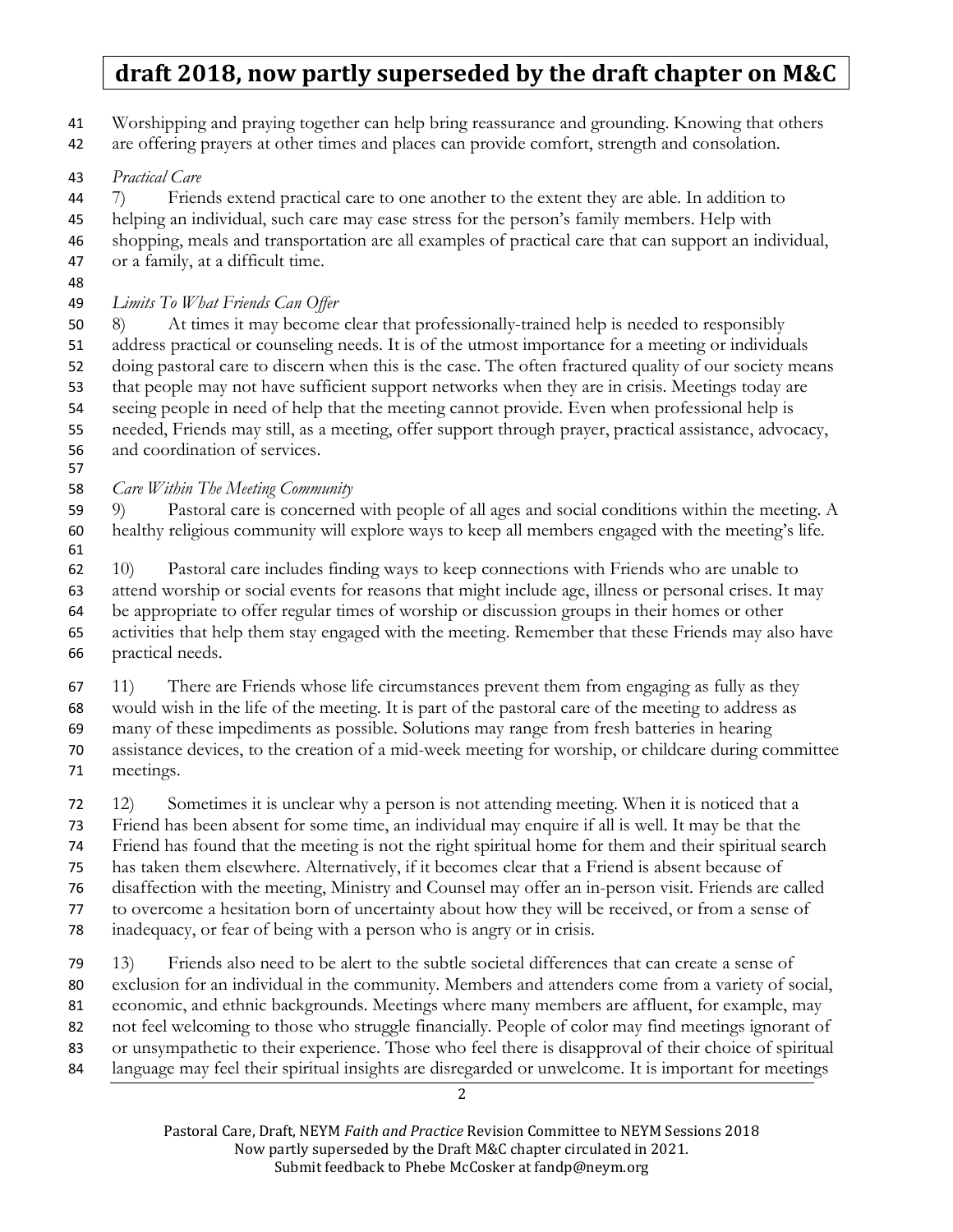Worshipping and praying together can help bring reassurance and grounding. Knowing that others are offering prayers at other times and places can provide comfort, strength and consolation.

*Practical Care*

7) Friends extend practical care to one another to the extent they are able. In addition to helping an individual, such care may ease stress for the person's family members. Help with shopping, meals and transportation are all examples of practical care that can support an individual, or a family, at a difficult time.

*Limits To What Friends Can Offer*

8) At times it may become clear that professionally-trained help is needed to responsibly address practical or counseling needs. It is of the utmost importance for a meeting or individuals doing pastoral care to discern when this is the case. The often fractured quality of our society means that people may not have sufficient support networks when they are in crisis. Meetings today are seeing people in need of help that the meeting cannot provide. Even when professional help is needed, Friends may still, as a meeting, offer support through prayer, practical assistance, advocacy, and coordination of services.

*Care Within The Meeting Community*

9) Pastoral care is concerned with people of all ages and social conditions within the meeting. A healthy religious community will explore ways to keep all members engaged with the meeting's life.

10) Pastoral care includes finding ways to keep connections with Friends who are unable to attend worship or social events for reasons that might include age, illness or personal crises. It may be appropriate to offer regular times of worship or discussion groups in their homes or other activities that help them stay engaged with the meeting. Remember that these Friends may also have practical needs.

11) There are Friends whose life circumstances prevent them from engaging as fully as they would wish in the life of the meeting. It is part of the pastoral care of the meeting to address as many of these impediments as possible. Solutions may range from fresh batteries in hearing assistance devices, to the creation of a mid-week meeting for worship, or childcare during committee meetings.

12) Sometimes it is unclear why a person is not attending meeting. When it is noticed that a Friend has been absent for some time, an individual may enquire if all is well. It may be that the Friend has found that the meeting is not the right spiritual home for them and their spiritual search has taken them elsewhere. Alternatively, if it becomes clear that a Friend is absent because of disaffection with the meeting, Ministry and Counsel may offer an in-person visit. Friends are called to overcome a hesitation born of uncertainty about how they will be received, or from a sense of inadequacy, or fear of being with a person who is angry or in crisis.

13) Friends also need to be alert to the subtle societal differences that can create a sense of exclusion for an individual in the community. Members and attenders come from a variety of social, economic, and ethnic backgrounds. Meetings where many members are affluent, for example, may not feel welcoming to those who struggle financially. People of color may find meetings ignorant of or unsympathetic to their experience. Those who feel there is disapproval of their choice of spiritual language may feel their spiritual insights are disregarded or unwelcome. It is important for meetings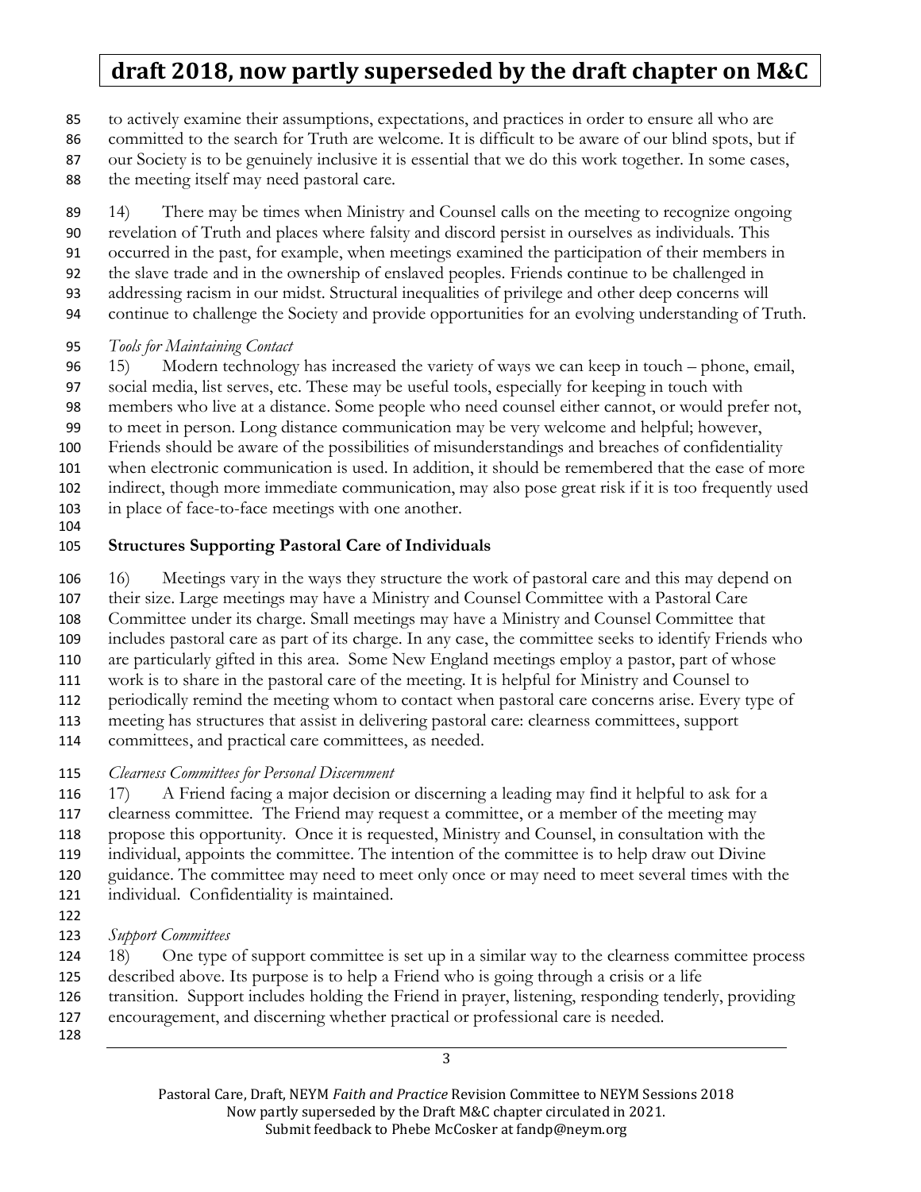to actively examine their assumptions, expectations, and practices in order to ensure all who are committed to the search for Truth are welcome. It is difficult to be aware of our blind spots, but if our Society is to be genuinely inclusive it is essential that we do this work together. In some cases, the meeting itself may need pastoral care.

14) There may be times when Ministry and Counsel calls on the meeting to recognize ongoing revelation of Truth and places where falsity and discord persist in ourselves as individuals. This occurred in the past, for example, when meetings examined the participation of their members in the slave trade and in the ownership of enslaved peoples. Friends continue to be challenged in addressing racism in our midst. Structural inequalities of privilege and other deep concerns will continue to challenge the Society and provide opportunities for an evolving understanding of Truth.

*Tools for Maintaining Contact*

15) Modern technology has increased the variety of ways we can keep in touch – phone, email, social media, list serves, etc. These may be useful tools, especially for keeping in touch with members who live at a distance. Some people who need counsel either cannot, or would prefer not, to meet in person. Long distance communication may be very welcome and helpful; however, Friends should be aware of the possibilities of misunderstandings and breaches of confidentiality when electronic communication is used. In addition, it should be remembered that the ease of more indirect, though more immediate communication, may also pose great risk if it is too frequently used in place of face-to-face meetings with one another.

**Structures Supporting Pastoral Care of Individuals**

16) Meetings vary in the ways they structure the work of pastoral care and this may depend on their size. Large meetings may have a Ministry and Counsel Committee with a Pastoral Care Committee under its charge. Small meetings may have a Ministry and Counsel Committee that includes pastoral care as part of its charge. In any case, the committee seeks to identify Friends who are particularly gifted in this area. Some New England meetings employ a pastor, part of whose work is to share in the pastoral care of the meeting. It is helpful for Ministry and Counsel to periodically remind the meeting whom to contact when pastoral care concerns arise. Every type of meeting has structures that assist in delivering pastoral care: clearness committees, support committees, and practical care committees, as needed.

*Clearness Committees for Personal Discernment*

17) A Friend facing a major decision or discerning a leading may find it helpful to ask for a clearness committee. The Friend may request a committee, or a member of the meeting may propose this opportunity. Once it is requested, Ministry and Counsel, in consultation with the individual, appoints the committee. The intention of the committee is to help draw out Divine guidance. The committee may need to meet only once or may need to meet several times with the individual. Confidentiality is maintained.

*Support Committees*

18) One type of support committee is set up in a similar way to the clearness committee process described above. Its purpose is to help a Friend who is going through a crisis or a life transition. Support includes holding the Friend in prayer, listening, responding tenderly, providing encouragement, and discerning whether practical or professional care is needed.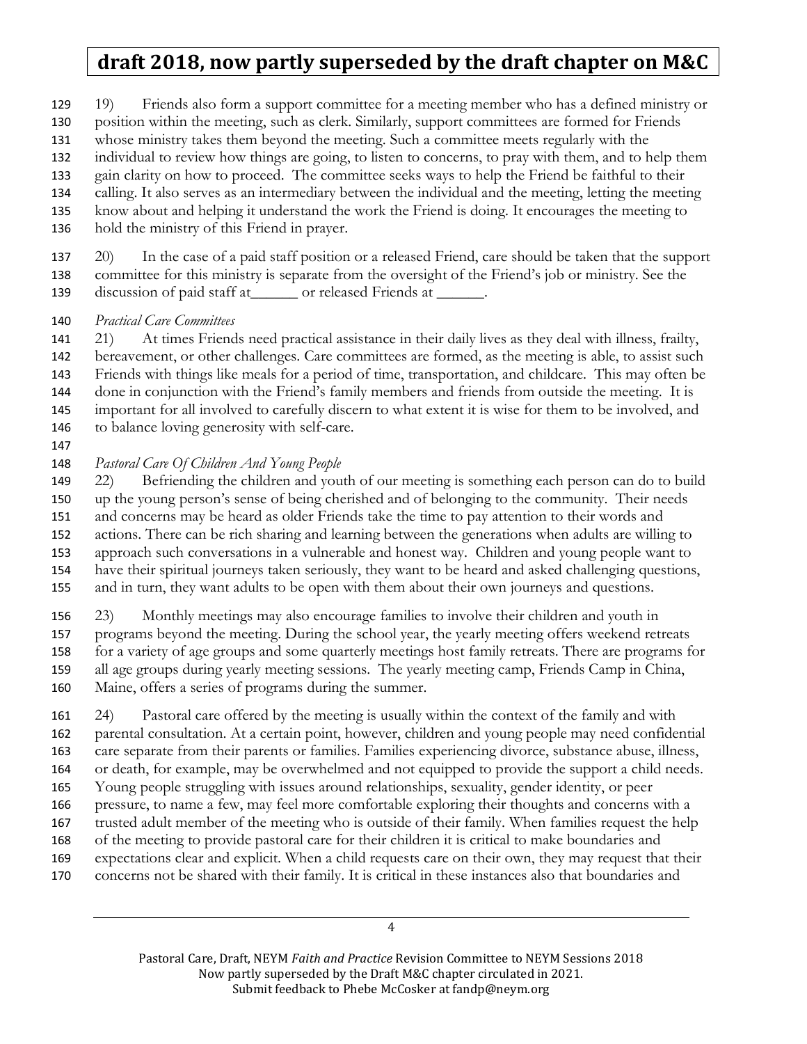19) Friends also form a support committee for a meeting member who has a defined ministry or position within the meeting, such as clerk. Similarly, support committees are formed for Friends whose ministry takes them beyond the meeting. Such a committee meets regularly with the individual to review how things are going, to listen to concerns, to pray with them, and to help them gain clarity on how to proceed. The committee seeks ways to help the Friend be faithful to their calling. It also serves as an intermediary between the individual and the meeting, letting the meeting know about and helping it understand the work the Friend is doing. It encourages the meeting to hold the ministry of this Friend in prayer.

20) In the case of a paid staff position or a released Friend, care should be taken that the support committee for this ministry is separate from the oversight of the Friend's job or ministry. See the discussion of paid staff at______ or released Friends at ______.

*Practical Care Committees*

21) At times Friends need practical assistance in their daily lives as they deal with illness, frailty, bereavement, or other challenges. Care committees are formed, as the meeting is able, to assist such Friends with things like meals for a period of time, transportation, and childcare. This may often be done in conjunction with the Friend's family members and friends from outside the meeting. It is important for all involved to carefully discern to what extent it is wise for them to be involved, and to balance loving generosity with self-care.

*Pastoral Care Of Children And Young People*

22) Befriending the children and youth of our meeting is something each person can do to build up the young person's sense of being cherished and of belonging to the community. Their needs and concerns may be heard as older Friends take the time to pay attention to their words and actions. There can be rich sharing and learning between the generations when adults are willing to approach such conversations in a vulnerable and honest way. Children and young people want to have their spiritual journeys taken seriously, they want to be heard and asked challenging questions, and in turn, they want adults to be open with them about their own journeys and questions.

23) Monthly meetings may also encourage families to involve their children and youth in programs beyond the meeting. During the school year, the yearly meeting offers weekend retreats for a variety of age groups and some quarterly meetings host family retreats. There are programs for all age groups during yearly meeting sessions. The yearly meeting camp, Friends Camp in China, Maine, offers a series of programs during the summer.

24) Pastoral care offered by the meeting is usually within the context of the family and with parental consultation. At a certain point, however, children and young people may need confidential care separate from their parents or families. Families experiencing divorce, substance abuse, illness, or death, for example, may be overwhelmed and not equipped to provide the support a child needs. Young people struggling with issues around relationships, sexuality, gender identity, or peer pressure, to name a few, may feel more comfortable exploring their thoughts and concerns with a trusted adult member of the meeting who is outside of their family. When families request the help of the meeting to provide pastoral care for their children it is critical to make boundaries and expectations clear and explicit. When a child requests care on their own, they may request that their concerns not be shared with their family. It is critical in these instances also that boundaries and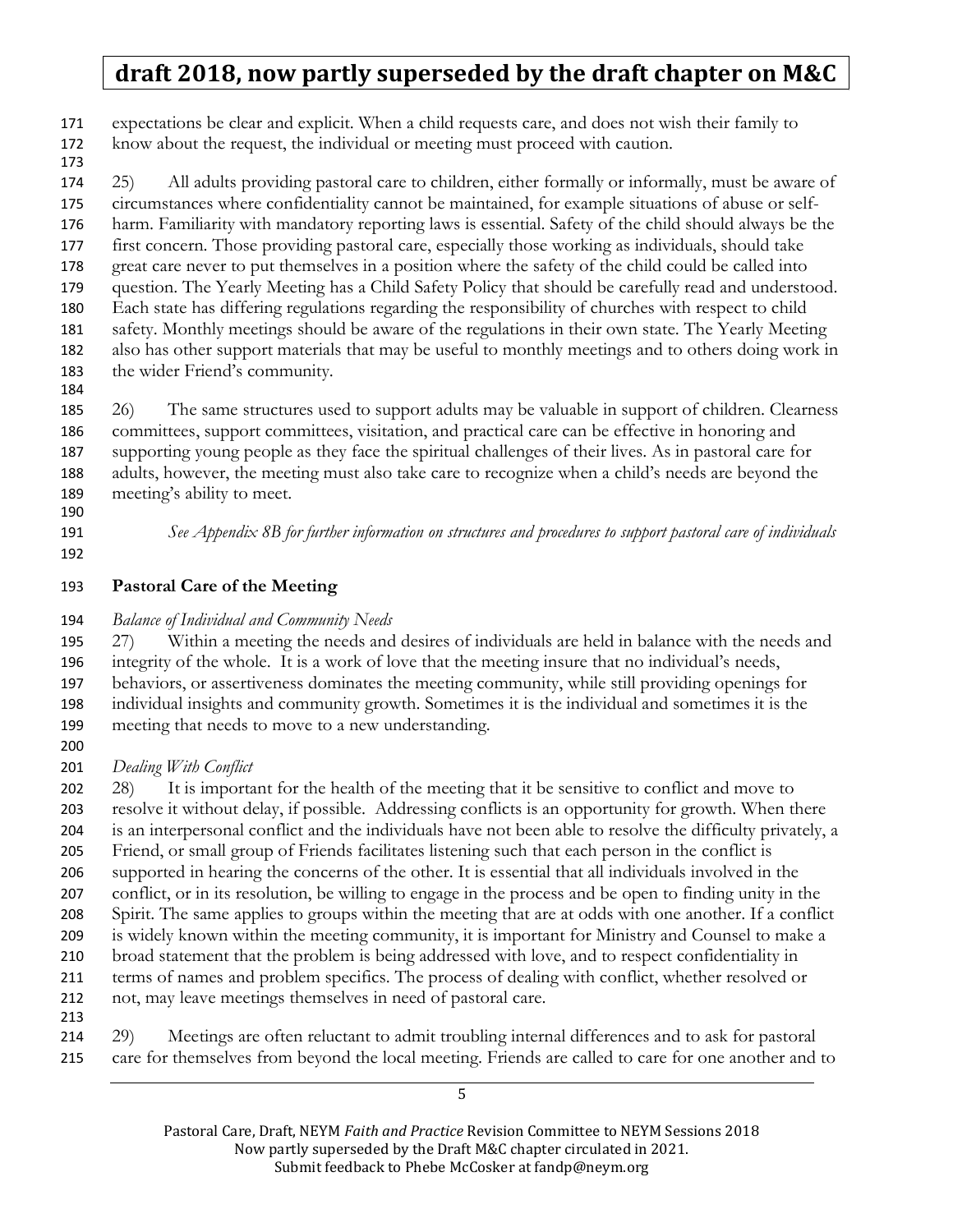expectations be clear and explicit. When a child requests care, and does not wish their family to know about the request, the individual or meeting must proceed with caution.

25) All adults providing pastoral care to children, either formally or informally, must be aware of circumstances where confidentiality cannot be maintained, for example situations of abuse or self-harm. Familiarity with mandatory reporting laws is essential. Safety of the child should always be the first concern. Those providing pastoral care, especially those working as individuals, should take great care never to put themselves in a position where the safety of the child could be called into question. The Yearly Meeting has a Child Safety Policy that should be carefully read and understood. Each state has differing regulations regarding the responsibility of churches with respect to child safety. Monthly meetings should be aware of the regulations in their own state. The Yearly Meeting also has other support materials that may be useful to monthly meetings and to others doing work in the wider Friend's community.

26) The same structures used to support adults may be valuable in support of children. Clearness committees, support committees, visitation, and practical care can be effective in honoring and supporting young people as they face the spiritual challenges of their lives. As in pastoral care for adults, however, the meeting must also take care to recognize when a child's needs are beyond the meeting's ability to meet.

*See Appendix 8B for further information on structures and procedures to support pastoral care of individuals*

## Pastoral Care of the Meeting

*Balance of Individual and Community Needs*

27) Within a meeting the needs and desires of individuals are held in balance with the needs and integrity of the whole. It is a work of love that the meeting insure that no individual's needs, behaviors, or assertiveness dominates the meeting community, while still providing openings for individual insights and community growth. Sometimes it is the individual and sometimes it is the meeting that needs to move to a new understanding.

*Dealing With Conflict*

28) It is important for the health of the meeting that it be sensitive to conflict and move to resolve it without delay, if possible. Addressing conflicts is an opportunity for growth. When there is an interpersonal conflict and the individuals have not been able to resolve the difficulty privately, a Friend, or small group of Friends facilitates listening such that each person in the conflict is supported in hearing the concerns of the other. It is essential that all individuals involved in the conflict, or in its resolution, be willing to engage in the process and be open to finding unity in the Spirit. The same applies to groups within the meeting that are at odds with one another. If a conflict is widely known within the meeting community, it is important for Ministry and Counsel to make a broad statement that the problem is being addressed with love, and to respect confidentiality in terms of names and problem specifics. The process of dealing with conflict, whether resolved or not, may leave meetings themselves in need of pastoral care.

29) Meetings are often reluctant to admit troubling internal differences and to ask for pastoral care for themselves from beyond the local meeting. Friends are called to care for one another and to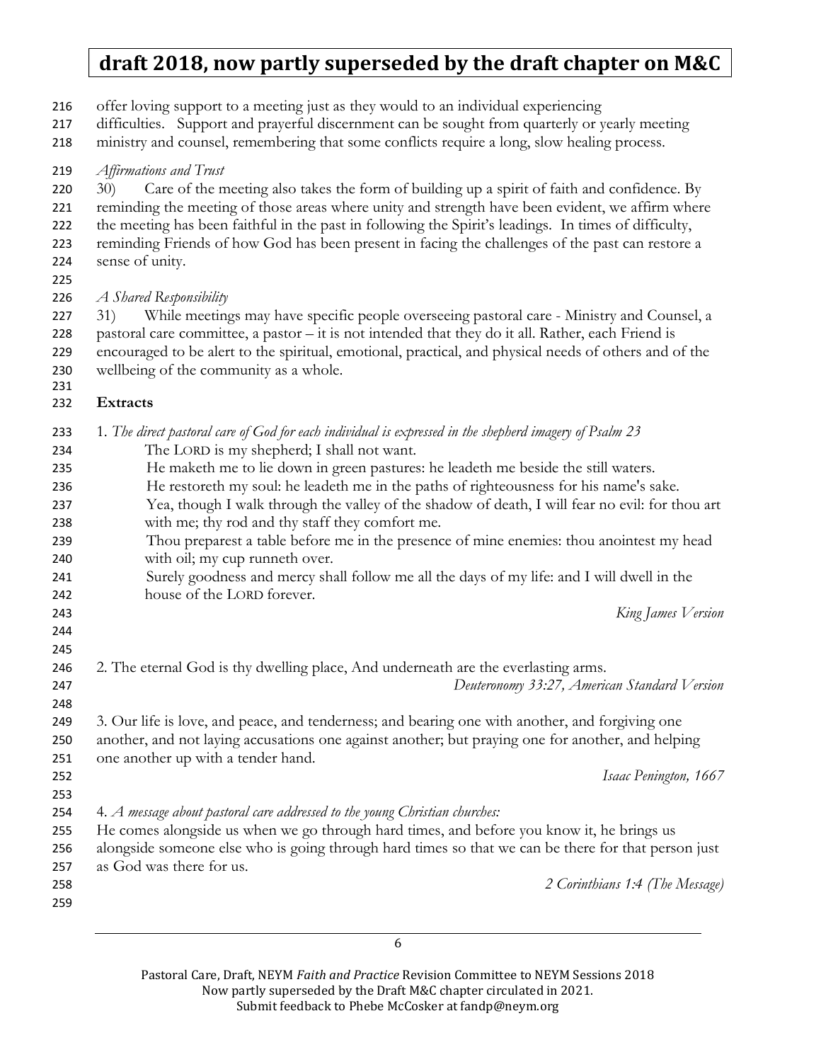offer loving support to a meeting just as they would to an individual experiencing difficulties. Support and prayerful discernment can be sought from quarterly or yearly meeting ministry and counsel, remembering that some conflicts require a long, slow healing process.

*Affirmations and Trust*

30) Care of the meeting also takes the form of building up a spirit of faith and confidence. By reminding the meeting of those areas where unity and strength have been evident, we affirm where the meeting has been faithful in the past in following the Spirit's leadings. In times of difficulty, reminding Friends of how God has been present in facing the challenges of the past can restore a sense of unity.

*A Shared Responsibility*

31) While meetings may have specific people overseeing pastoral care - Ministry and Counsel, a pastoral care committee, a pastor – it is not intended that they do it all. Rather, each Friend is encouraged to be alert to the spiritual, emotional, practical, and physical needs of others and of the wellbeing of the community as a whole.

**Extracts**

1. *The direct pastoral care of God for each individual is expressed in the shepherd imagery of Psalm 23*

> The LORD is my shepherd; I shall not want.
> He maketh me to lie down in green pastures: he leadeth me beside the still waters.
> He restoreth my soul: he leadeth me in the paths of righteousness for his name's sake.
> Yea, though I walk through the valley of the shadow of death, I will fear no evil: for thou art with me; thy rod and thy staff they comfort me.
> Thou preparest a table before me in the presence of mine enemies: thou anointest my head with oil; my cup runneth over.
> Surely goodness and mercy shall follow me all the days of my life: and I will dwell in the house of the LORD forever.

*King James Version*

2. The eternal God is thy dwelling place, And underneath are the everlasting arms.

*Deuteronomy 33:27, American Standard Version*

3. Our life is love, and peace, and tenderness; and bearing one with another, and forgiving one another, and not laying accusations one against another; but praying one for another, and helping one another up with a tender hand.

*Isaac Penington, 1667*

4. *A message about pastoral care addressed to the young Christian churches:*
He comes alongside us when we go through hard times, and before you know it, he brings us alongside someone else who is going through hard times so that we can be there for that person just as God was there for us.

*2 Corinthians 1:4 (The Message)*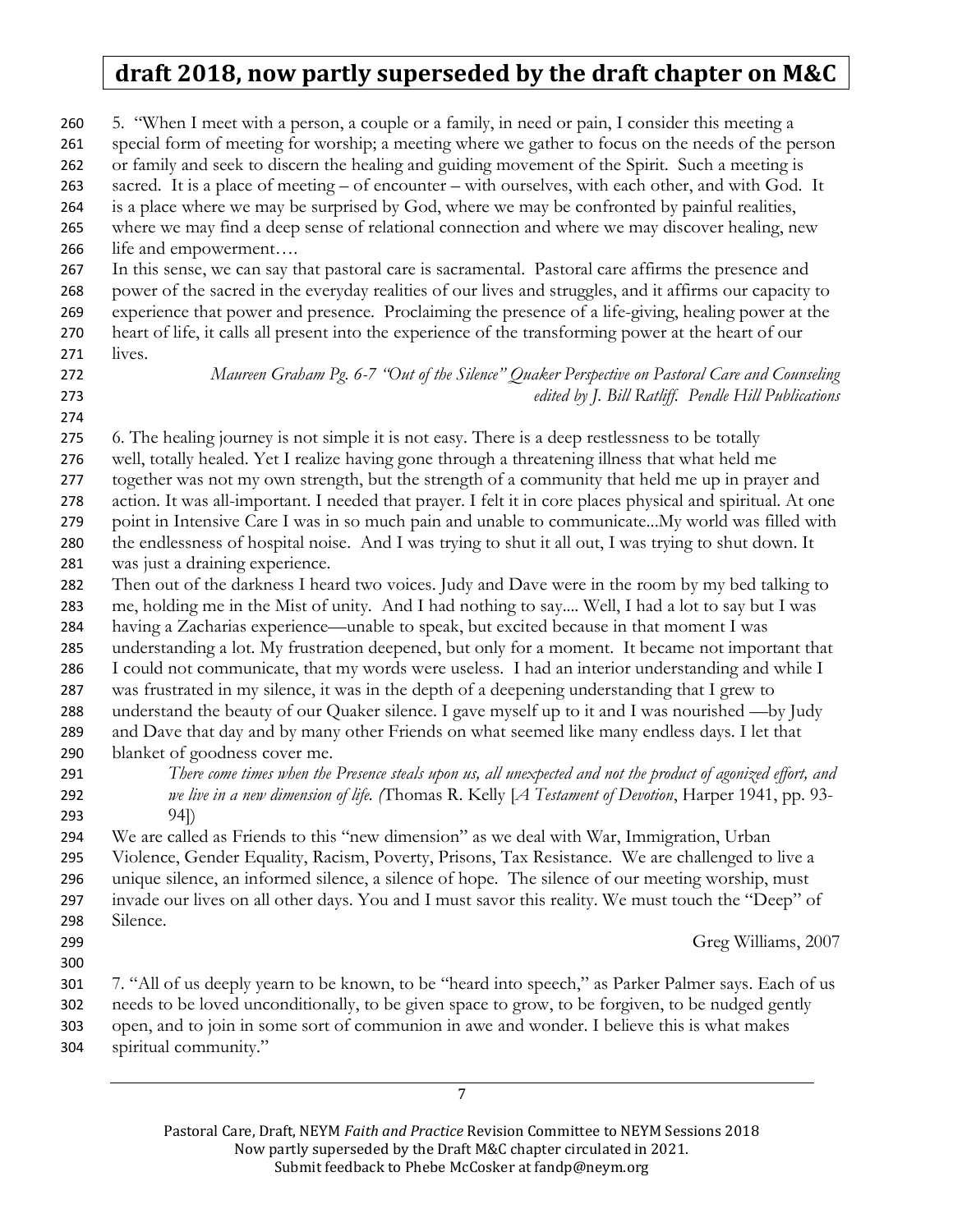5. "When I meet with a person, a couple or a family, in need or pain, I consider this meeting a special form of meeting for worship; a meeting where we gather to focus on the needs of the person or family and seek to discern the healing and guiding movement of the Spirit. Such a meeting is sacred. It is a place of meeting – of encounter – with ourselves, with each other, and with God. It is a place where we may be surprised by God, where we may be confronted by painful realities, where we may find a deep sense of relational connection and where we may discover healing, new life and empowerment….

In this sense, we can say that pastoral care is sacramental. Pastoral care affirms the presence and power of the sacred in the everyday realities of our lives and struggles, and it affirms our capacity to experience that power and presence. Proclaiming the presence of a life-giving, healing power at the heart of life, it calls all present into the experience of the transforming power at the heart of our lives.

*Maureen Graham Pg. 6-7 "Out of the Silence" Quaker Perspective on Pastoral Care and Counseling edited by J. Bill Ratliff. Pendle Hill Publications*

6. The healing journey is not simple it is not easy. There is a deep restlessness to be totally well, totally healed. Yet I realize having gone through a threatening illness that what held me together was not my own strength, but the strength of a community that held me up in prayer and action. It was all-important. I needed that prayer. I felt it in core places physical and spiritual. At one point in Intensive Care I was in so much pain and unable to communicate...My world was filled with the endlessness of hospital noise. And I was trying to shut it all out, I was trying to shut down. It was just a draining experience.

Then out of the darkness I heard two voices. Judy and Dave were in the room by my bed talking to me, holding me in the Mist of unity. And I had nothing to say.... Well, I had a lot to say but I was having a Zacharias experience—unable to speak, but excited because in that moment I was understanding a lot. My frustration deepened, but only for a moment. It became not important that I could not communicate, that my words were useless. I had an interior understanding and while I was frustrated in my silence, it was in the depth of a deepening understanding that I grew to understand the beauty of our Quaker silence. I gave myself up to it and I was nourished —by Judy and Dave that day and by many other Friends on what seemed like many endless days. I let that blanket of goodness cover me.

> *There come times when the Presence steals upon us, all unexpected and not the product of agonized effort, and we live in a new dimension of life. (*Thomas R. Kelly [*A Testament of Devotion*, Harper 1941, pp. 93-94])

We are called as Friends to this "new dimension" as we deal with War, Immigration, Urban Violence, Gender Equality, Racism, Poverty, Prisons, Tax Resistance. We are challenged to live a unique silence, an informed silence, a silence of hope. The silence of our meeting worship, must invade our lives on all other days. You and I must savor this reality. We must touch the "Deep" of Silence.

Greg Williams, 2007

7. "All of us deeply yearn to be known, to be "heard into speech," as Parker Palmer says. Each of us needs to be loved unconditionally, to be given space to grow, to be forgiven, to be nudged gently open, and to join in some sort of communion in awe and wonder. I believe this is what makes spiritual community."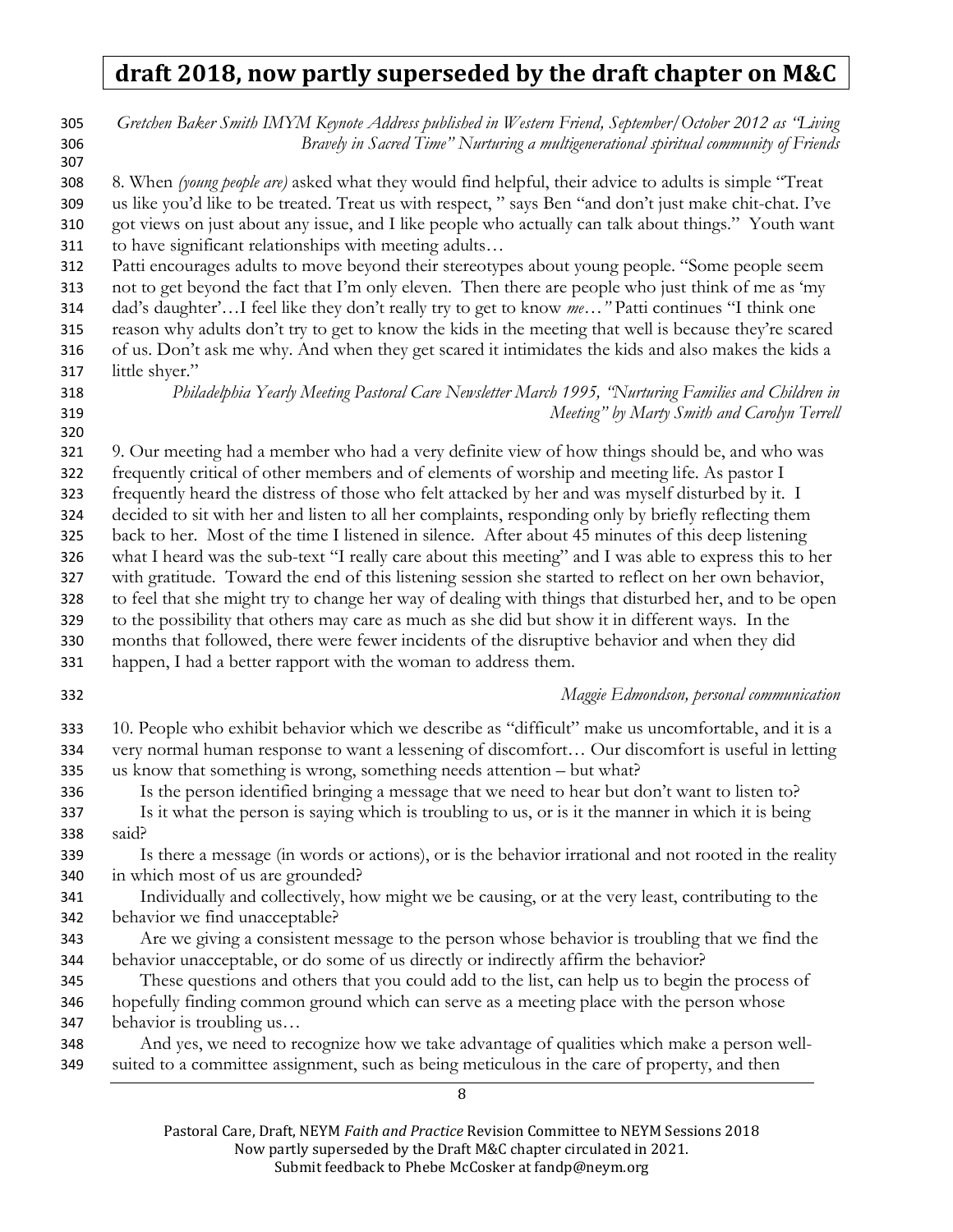*Gretchen Baker Smith IMYM Keynote Address published in Western Friend, September/October 2012 as "Living Bravely in Sacred Time" Nurturing a multigenerational spiritual community of Friends*

8. When *(young people are)* asked what they would find helpful, their advice to adults is simple "Treat us like you'd like to be treated. Treat us with respect, " says Ben "and don't just make chit-chat. I've got views on just about any issue, and I like people who actually can talk about things." Youth want to have significant relationships with meeting adults…
Patti encourages adults to move beyond their stereotypes about young people. "Some people seem not to get beyond the fact that I'm only eleven. Then there are people who just think of me as 'my dad's daughter'…I feel like they don't really try to get to know *me*…" Patti continues "I think one reason why adults don't try to get to know the kids in the meeting that well is because they're scared of us. Don't ask me why. And when they get scared it intimidates the kids and also makes the kids a little shyer."

*Philadelphia Yearly Meeting Pastoral Care Newsletter March 1995, "Nurturing Families and Children in Meeting" by Marty Smith and Carolyn Terrell*

9. Our meeting had a member who had a very definite view of how things should be, and who was frequently critical of other members and of elements of worship and meeting life. As pastor I frequently heard the distress of those who felt attacked by her and was myself disturbed by it. I decided to sit with her and listen to all her complaints, responding only by briefly reflecting them back to her. Most of the time I listened in silence. After about 45 minutes of this deep listening what I heard was the sub-text "I really care about this meeting" and I was able to express this to her with gratitude. Toward the end of this listening session she started to reflect on her own behavior, to feel that she might try to change her way of dealing with things that disturbed her, and to be open to the possibility that others may care as much as she did but show it in different ways. In the months that followed, there were fewer incidents of the disruptive behavior and when they did happen, I had a better rapport with the woman to address them.

*Maggie Edmondson, personal communication*

10. People who exhibit behavior which we describe as "difficult" make us uncomfortable, and it is a very normal human response to want a lessening of discomfort… Our discomfort is useful in letting us know that something is wrong, something needs attention – but what?

Is the person identified bringing a message that we need to hear but don't want to listen to?

Is it what the person is saying which is troubling to us, or is it the manner in which it is being said?

Is there a message (in words or actions), or is the behavior irrational and not rooted in the reality in which most of us are grounded?

Individually and collectively, how might we be causing, or at the very least, contributing to the behavior we find unacceptable?

Are we giving a consistent message to the person whose behavior is troubling that we find the behavior unacceptable, or do some of us directly or indirectly affirm the behavior?

These questions and others that you could add to the list, can help us to begin the process of hopefully finding common ground which can serve as a meeting place with the person whose behavior is troubling us…

And yes, we need to recognize how we take advantage of qualities which make a person well-suited to a committee assignment, such as being meticulous in the care of property, and then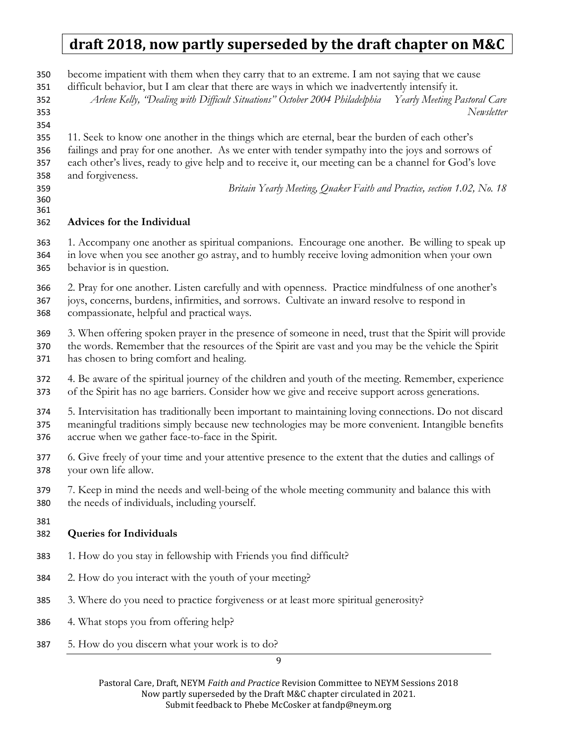become impatient with them when they carry that to an extreme. I am not saying that we cause difficult behavior, but I am clear that there are ways in which we inadvertently intensify it.

*Arlene Kelly, "Dealing with Difficult Situations" October 2004 Philadelphia Yearly Meeting Pastoral Care Newsletter*

11. Seek to know one another in the things which are eternal, bear the burden of each other's failings and pray for one another. As we enter with tender sympathy into the joys and sorrows of each other's lives, ready to give help and to receive it, our meeting can be a channel for God's love and forgiveness.

*Britain Yearly Meeting, Quaker Faith and Practice, section 1.02, No. 18*

**Advices for the Individual**

1. Accompany one another as spiritual companions. Encourage one another. Be willing to speak up in love when you see another go astray, and to humbly receive loving admonition when your own behavior is in question.

2. Pray for one another. Listen carefully and with openness. Practice mindfulness of one another's joys, concerns, burdens, infirmities, and sorrows. Cultivate an inward resolve to respond in compassionate, helpful and practical ways.

3. When offering spoken prayer in the presence of someone in need, trust that the Spirit will provide the words. Remember that the resources of the Spirit are vast and you may be the vehicle the Spirit has chosen to bring comfort and healing.

4. Be aware of the spiritual journey of the children and youth of the meeting. Remember, experience of the Spirit has no age barriers. Consider how we give and receive support across generations.

5. Intervisitation has traditionally been important to maintaining loving connections. Do not discard meaningful traditions simply because new technologies may be more convenient. Intangible benefits accrue when we gather face-to-face in the Spirit.

6. Give freely of your time and your attentive presence to the extent that the duties and callings of your own life allow.

7. Keep in mind the needs and well-being of the whole meeting community and balance this with the needs of individuals, including yourself.

**Queries for Individuals**

1. How do you stay in fellowship with Friends you find difficult?

2. How do you interact with the youth of your meeting?

3. Where do you need to practice forgiveness or at least more spiritual generosity?

4. What stops you from offering help?

5. How do you discern what your work is to do?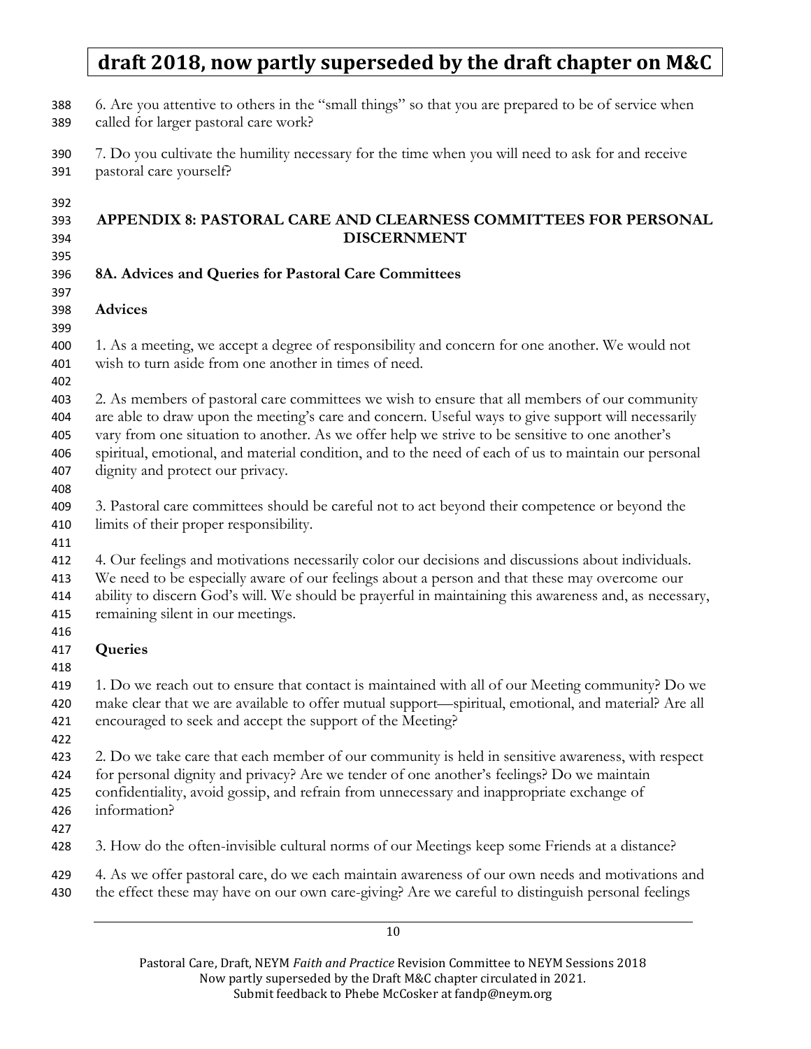6. Are you attentive to others in the "small things" so that you are prepared to be of service when called for larger pastoral care work?

7. Do you cultivate the humility necessary for the time when you will need to ask for and receive pastoral care yourself?

## APPENDIX 8: PASTORAL CARE AND CLEARNESS COMMITTEES FOR PERSONAL DISCERNMENT

### 8A. Advices and Queries for Pastoral Care Committees

**Advices**

1. As a meeting, we accept a degree of responsibility and concern for one another. We would not wish to turn aside from one another in times of need.

2. As members of pastoral care committees we wish to ensure that all members of our community are able to draw upon the meeting's care and concern. Useful ways to give support will necessarily vary from one situation to another. As we offer help we strive to be sensitive to one another's spiritual, emotional, and material condition, and to the need of each of us to maintain our personal dignity and protect our privacy.

3. Pastoral care committees should be careful not to act beyond their competence or beyond the limits of their proper responsibility.

4. Our feelings and motivations necessarily color our decisions and discussions about individuals. We need to be especially aware of our feelings about a person and that these may overcome our ability to discern God's will. We should be prayerful in maintaining this awareness and, as necessary, remaining silent in our meetings.

**Queries**

1. Do we reach out to ensure that contact is maintained with all of our Meeting community? Do we make clear that we are available to offer mutual support—spiritual, emotional, and material? Are all encouraged to seek and accept the support of the Meeting?

2. Do we take care that each member of our community is held in sensitive awareness, with respect for personal dignity and privacy? Are we tender of one another's feelings? Do we maintain confidentiality, avoid gossip, and refrain from unnecessary and inappropriate exchange of information?

3. How do the often-invisible cultural norms of our Meetings keep some Friends at a distance?

4. As we offer pastoral care, do we each maintain awareness of our own needs and motivations and the effect these may have on our own care-giving? Are we careful to distinguish personal feelings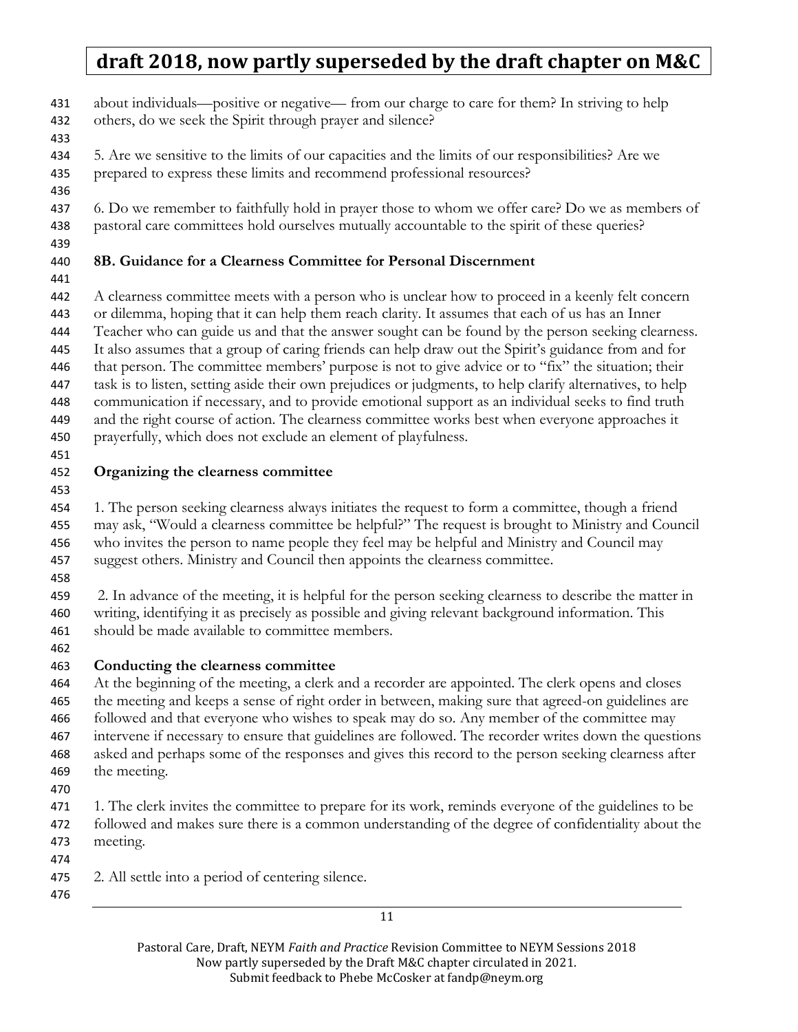about individuals—positive or negative— from our charge to care for them? In striving to help others, do we seek the Spirit through prayer and silence?

5. Are we sensitive to the limits of our capacities and the limits of our responsibilities? Are we prepared to express these limits and recommend professional resources?

6. Do we remember to faithfully hold in prayer those to whom we offer care? Do we as members of pastoral care committees hold ourselves mutually accountable to the spirit of these queries?

## 8B. Guidance for a Clearness Committee for Personal Discernment

A clearness committee meets with a person who is unclear how to proceed in a keenly felt concern or dilemma, hoping that it can help them reach clarity. It assumes that each of us has an Inner Teacher who can guide us and that the answer sought can be found by the person seeking clearness. It also assumes that a group of caring friends can help draw out the Spirit's guidance from and for that person. The committee members' purpose is not to give advice or to "fix" the situation; their task is to listen, setting aside their own prejudices or judgments, to help clarify alternatives, to help communication if necessary, and to provide emotional support as an individual seeks to find truth and the right course of action. The clearness committee works best when everyone approaches it prayerfully, which does not exclude an element of playfulness.

### Organizing the clearness committee

1. The person seeking clearness always initiates the request to form a committee, though a friend may ask, "Would a clearness committee be helpful?" The request is brought to Ministry and Council who invites the person to name people they feel may be helpful and Ministry and Council may suggest others. Ministry and Council then appoints the clearness committee.

2. In advance of the meeting, it is helpful for the person seeking clearness to describe the matter in writing, identifying it as precisely as possible and giving relevant background information. This should be made available to committee members.

### Conducting the clearness committee

At the beginning of the meeting, a clerk and a recorder are appointed. The clerk opens and closes the meeting and keeps a sense of right order in between, making sure that agreed-on guidelines are followed and that everyone who wishes to speak may do so. Any member of the committee may intervene if necessary to ensure that guidelines are followed. The recorder writes down the questions asked and perhaps some of the responses and gives this record to the person seeking clearness after the meeting.

1. The clerk invites the committee to prepare for its work, reminds everyone of the guidelines to be followed and makes sure there is a common understanding of the degree of confidentiality about the meeting.

2. All settle into a period of centering silence.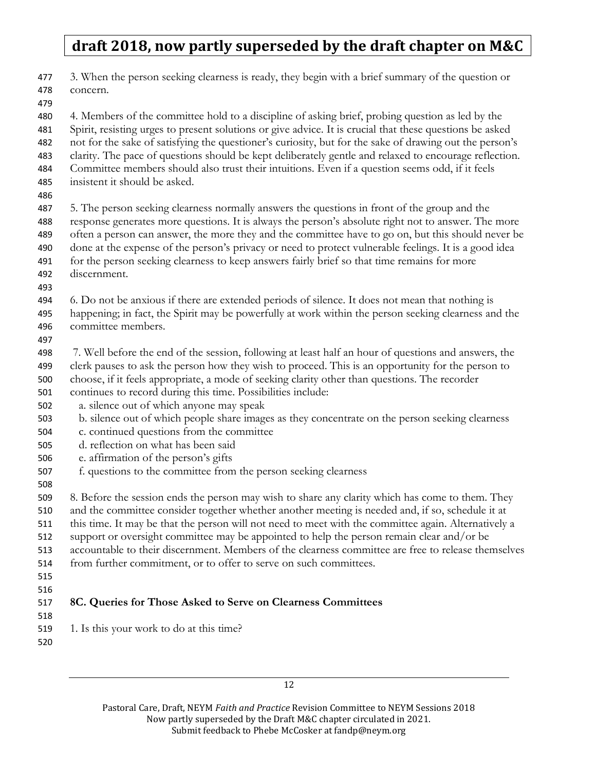3. When the person seeking clearness is ready, they begin with a brief summary of the question or concern.

4. Members of the committee hold to a discipline of asking brief, probing question as led by the Spirit, resisting urges to present solutions or give advice. It is crucial that these questions be asked not for the sake of satisfying the questioner's curiosity, but for the sake of drawing out the person's clarity. The pace of questions should be kept deliberately gentle and relaxed to encourage reflection. Committee members should also trust their intuitions. Even if a question seems odd, if it feels insistent it should be asked.

5. The person seeking clearness normally answers the questions in front of the group and the response generates more questions. It is always the person's absolute right not to answer. The more often a person can answer, the more they and the committee have to go on, but this should never be done at the expense of the person's privacy or need to protect vulnerable feelings. It is a good idea for the person seeking clearness to keep answers fairly brief so that time remains for more discernment.

6. Do not be anxious if there are extended periods of silence. It does not mean that nothing is happening; in fact, the Spirit may be powerfully at work within the person seeking clearness and the committee members.

7. Well before the end of the session, following at least half an hour of questions and answers, the clerk pauses to ask the person how they wish to proceed. This is an opportunity for the person to choose, if it feels appropriate, a mode of seeking clarity other than questions. The recorder continues to record during this time. Possibilities include:

a. silence out of which anyone may speak
b. silence out of which people share images as they concentrate on the person seeking clearness
c. continued questions from the committee
d. reflection on what has been said
e. affirmation of the person's gifts
f. questions to the committee from the person seeking clearness

8. Before the session ends the person may wish to share any clarity which has come to them. They and the committee consider together whether another meeting is needed and, if so, schedule it at this time. It may be that the person will not need to meet with the committee again. Alternatively a support or oversight committee may be appointed to help the person remain clear and/or be accountable to their discernment. Members of the clearness committee are free to release themselves from further commitment, or to offer to serve on such committees.

### 8C. Queries for Those Asked to Serve on Clearness Committees

1. Is this your work to do at this time?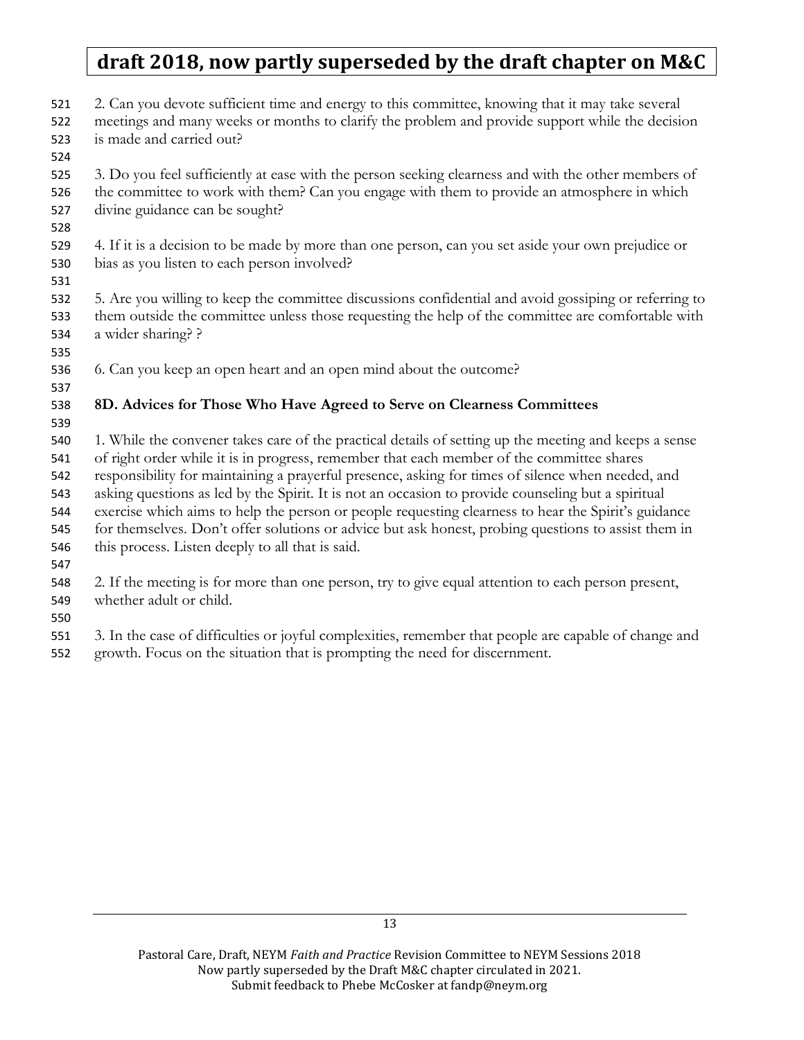2. Can you devote sufficient time and energy to this committee, knowing that it may take several meetings and many weeks or months to clarify the problem and provide support while the decision is made and carried out?

3. Do you feel sufficiently at ease with the person seeking clearness and with the other members of the committee to work with them? Can you engage with them to provide an atmosphere in which divine guidance can be sought?

4. If it is a decision to be made by more than one person, can you set aside your own prejudice or bias as you listen to each person involved?

5. Are you willing to keep the committee discussions confidential and avoid gossiping or referring to them outside the committee unless those requesting the help of the committee are comfortable with a wider sharing? ?

6. Can you keep an open heart and an open mind about the outcome?

### 8D. Advices for Those Who Have Agreed to Serve on Clearness Committees

1. While the convener takes care of the practical details of setting up the meeting and keeps a sense of right order while it is in progress, remember that each member of the committee shares responsibility for maintaining a prayerful presence, asking for times of silence when needed, and asking questions as led by the Spirit. It is not an occasion to provide counseling but a spiritual exercise which aims to help the person or people requesting clearness to hear the Spirit's guidance for themselves. Don't offer solutions or advice but ask honest, probing questions to assist them in this process. Listen deeply to all that is said.

2. If the meeting is for more than one person, try to give equal attention to each person present, whether adult or child.

3. In the case of difficulties or joyful complexities, remember that people are capable of change and growth. Focus on the situation that is prompting the need for discernment.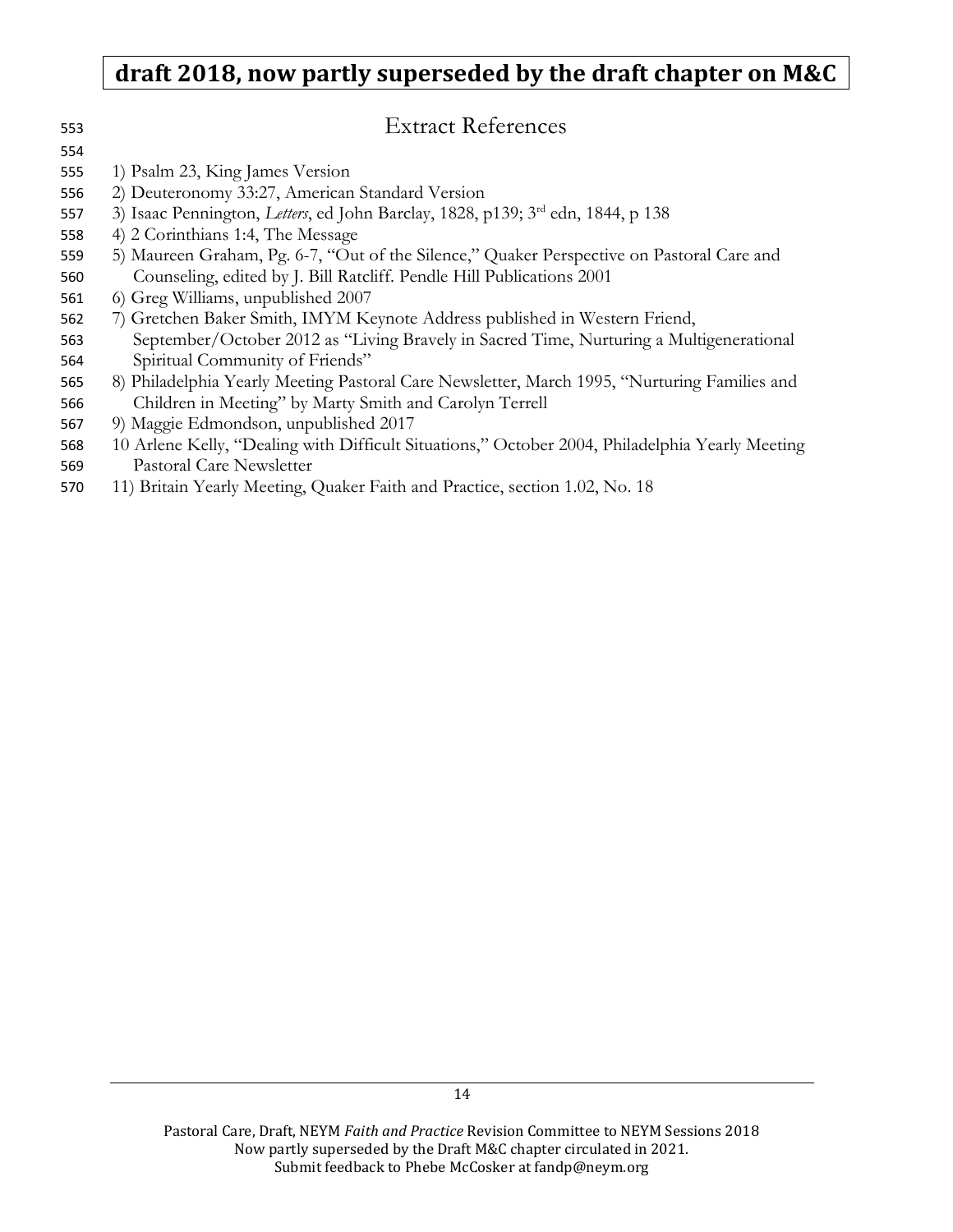# Extract References

1) Psalm 23, King James Version
2) Deuteronomy 33:27, American Standard Version
3) Isaac Pennington, *Letters*, ed John Barclay, 1828, p139; 3rd edn, 1844, p 138
4) 2 Corinthians 1:4, The Message
5) Maureen Graham, Pg. 6-7, "Out of the Silence," Quaker Perspective on Pastoral Care and Counseling, edited by J. Bill Ratcliff. Pendle Hill Publications 2001
6) Greg Williams, unpublished 2007
7) Gretchen Baker Smith, IMYM Keynote Address published in Western Friend, September/October 2012 as "Living Bravely in Sacred Time, Nurturing a Multigenerational Spiritual Community of Friends"
8) Philadelphia Yearly Meeting Pastoral Care Newsletter, March 1995, "Nurturing Families and Children in Meeting" by Marty Smith and Carolyn Terrell
9) Maggie Edmondson, unpublished 2017
10 Arlene Kelly, "Dealing with Difficult Situations," October 2004, Philadelphia Yearly Meeting Pastoral Care Newsletter
11) Britain Yearly Meeting, Quaker Faith and Practice, section 1.02, No. 18